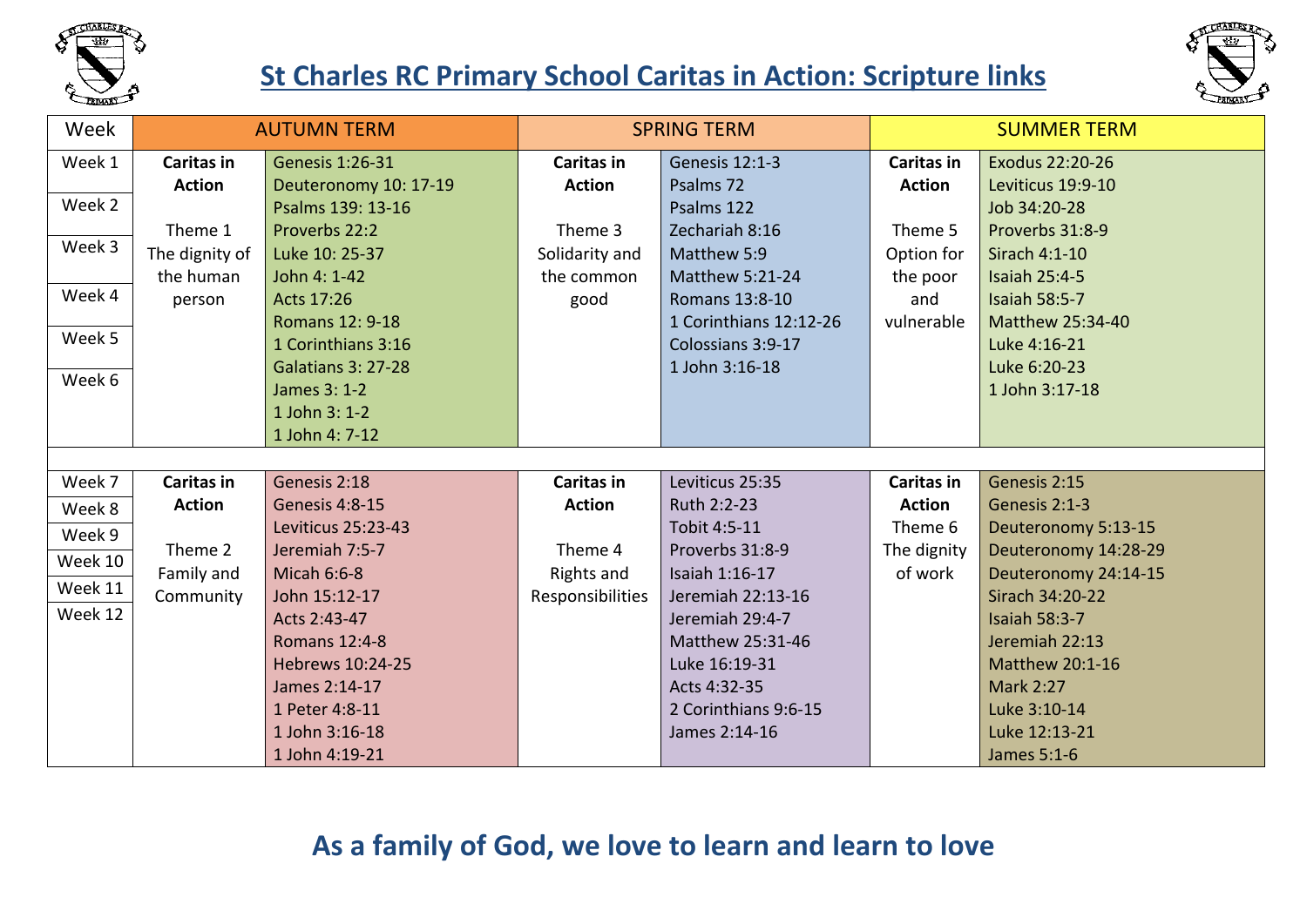# St Charles RC Primary School Caritas in Action: Scripture links

| Week | AUTUMN TERM | | SPRING TERM | | SUMMER TERM | |
|---|---|---|---|---|---|---|
| Week 1<br>Week 2<br>Week 3<br>Week 4<br>Week 5<br>Week 6 | **Caritas in Action**<br><br>Theme 1<br>The dignity of the human person | Genesis 1:26-31<br>Deuteronomy 10: 17-19<br>Psalms 139: 13-16<br>Proverbs 22:2<br>Luke 10: 25-37<br>John 4: 1-42<br>Acts 17:26<br>Romans 12: 9-18<br>1 Corinthians 3:16<br>Galatians 3: 27-28<br>James 3: 1-2<br>1 John 3: 1-2<br>1 John 4: 7-12 | **Caritas in Action**<br><br>Theme 3<br>Solidarity and the common good | Genesis 12:1-3<br>Psalms 72<br>Psalms 122<br>Zechariah 8:16<br>Matthew 5:9<br>Matthew 5:21-24<br>Romans 13:8-10<br>1 Corinthians 12:12-26<br>Colossians 3:9-17<br>1 John 3:16-18 | **Caritas in Action**<br><br>Theme 5<br>Option for the poor and vulnerable | Exodus 22:20-26<br>Leviticus 19:9-10<br>Job 34:20-28<br>Proverbs 31:8-9<br>Sirach 4:1-10<br>Isaiah 25:4-5<br>Isaiah 58:5-7<br>Matthew 25:34-40<br>Luke 4:16-21<br>Luke 6:20-23<br>1 John 3:17-18 |
| Week 7<br>Week 8<br>Week 9<br>Week 10<br>Week 11<br>Week 12 | **Caritas in Action**<br><br>Theme 2<br>Family and Community | Genesis 2:18<br>Genesis 4:8-15<br>Leviticus 25:23-43<br>Jeremiah 7:5-7<br>Micah 6:6-8<br>John 15:12-17<br>Acts 2:43-47<br>Romans 12:4-8<br>Hebrews 10:24-25<br>James 2:14-17<br>1 Peter 4:8-11<br>1 John 3:16-18<br>1 John 4:19-21 | **Caritas in Action**<br><br>Theme 4<br>Rights and Responsibilities | Leviticus 25:35<br>Ruth 2:2-23<br>Tobit 4:5-11<br>Proverbs 31:8-9<br>Isaiah 1:16-17<br>Jeremiah 22:13-16<br>Jeremiah 29:4-7<br>Matthew 25:31-46<br>Luke 16:19-31<br>Acts 4:32-35<br>2 Corinthians 9:6-15<br>James 2:14-16 | **Caritas in Action**<br>Theme 6<br>The dignity of work | Genesis 2:15<br>Genesis 2:1-3<br>Deuteronomy 5:13-15<br>Deuteronomy 14:28-29<br>Deuteronomy 24:14-15<br>Sirach 34:20-22<br>Isaiah 58:3-7<br>Jeremiah 22:13<br>Matthew 20:1-16<br>Mark 2:27<br>Luke 3:10-14<br>Luke 12:13-21<br>James 5:1-6 |

**As a family of God, we love to learn and learn to love**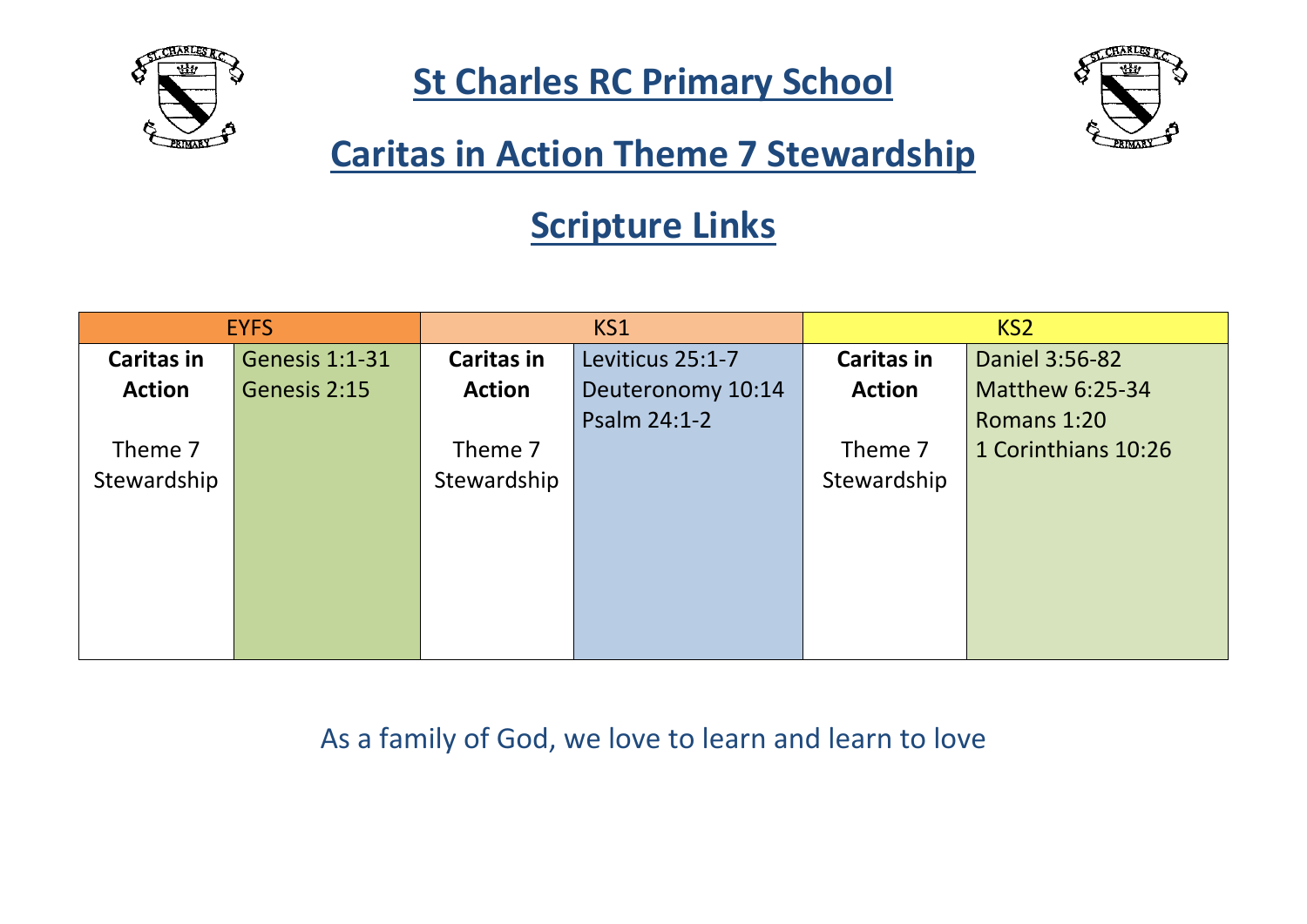# St Charles RC Primary School

# Caritas in Action Theme 7 Stewardship

# Scripture Links

| EYFS | | KS1 | | KS2 | |
|---|---|---|---|---|---|
| **Caritas in Action**<br><br>Theme 7 Stewardship | Genesis 1:1-31<br>Genesis 2:15 | **Caritas in Action**<br><br>Theme 7 Stewardship | Leviticus 25:1-7<br>Deuteronomy 10:14<br>Psalm 24:1-2 | **Caritas in Action**<br><br>Theme 7 Stewardship | Daniel 3:56-82<br>Matthew 6:25-34<br>Romans 1:20<br>1 Corinthians 10:26 |

As a family of God, we love to learn and learn to love